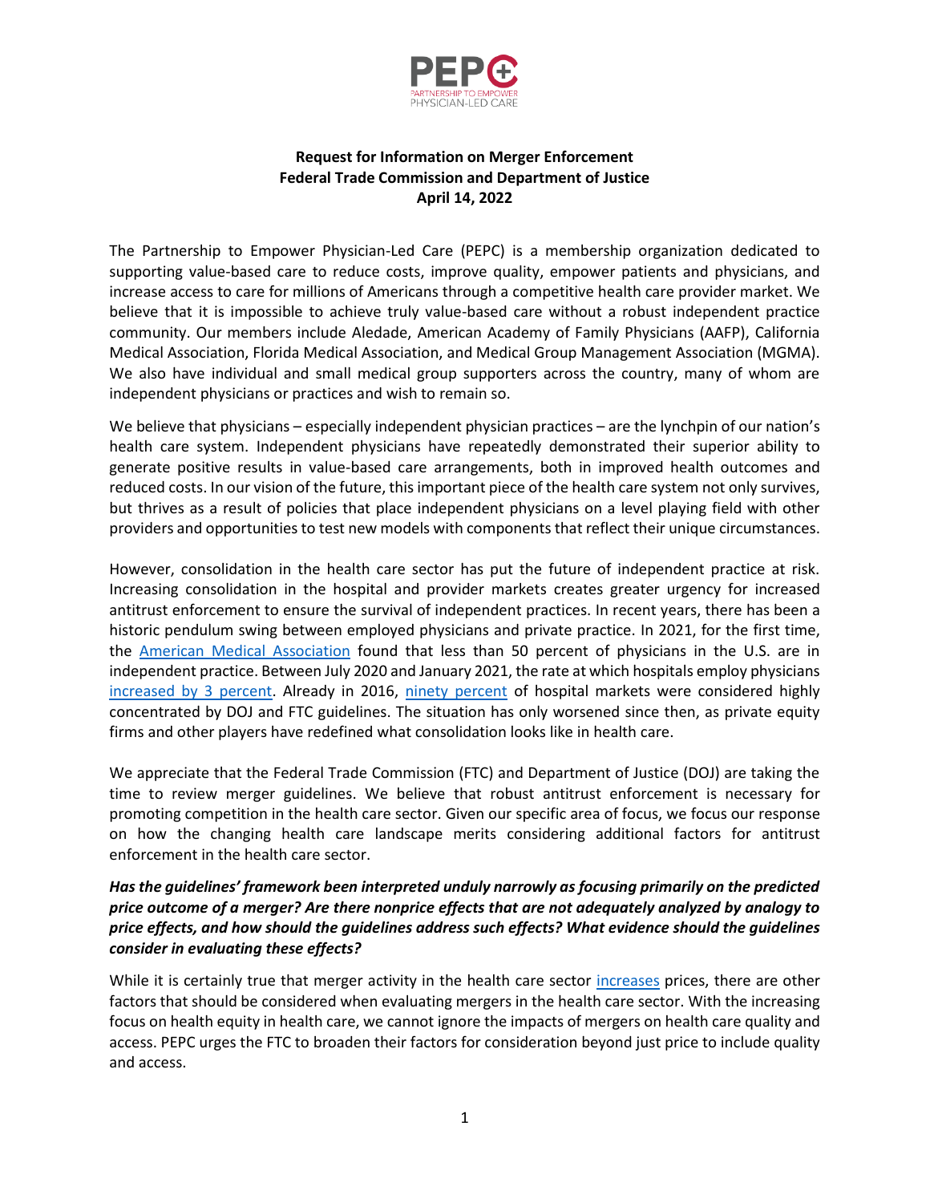PEPC

PARTNERSHIP TO EMPOWER PHYSICIAN-LED CARE

**Request for Information on Merger Enforcement**
**Federal Trade Commission and Department of Justice**
**April 14, 2022**

The Partnership to Empower Physician-Led Care (PEPC) is a membership organization dedicated to supporting value-based care to reduce costs, improve quality, empower patients and physicians, and increase access to care for millions of Americans through a competitive health care provider market. We believe that it is impossible to achieve truly value-based care without a robust independent practice community. Our members include Aledade, American Academy of Family Physicians (AAFP), California Medical Association, Florida Medical Association, and Medical Group Management Association (MGMA). We also have individual and small medical group supporters across the country, many of whom are independent physicians or practices and wish to remain so.

We believe that physicians – especially independent physician practices – are the lynchpin of our nation's health care system. Independent physicians have repeatedly demonstrated their superior ability to generate positive results in value-based care arrangements, both in improved health outcomes and reduced costs. In our vision of the future, this important piece of the health care system not only survives, but thrives as a result of policies that place independent physicians on a level playing field with other providers and opportunities to test new models with components that reflect their unique circumstances.

However, consolidation in the health care sector has put the future of independent practice at risk. Increasing consolidation in the hospital and provider markets creates greater urgency for increased antitrust enforcement to ensure the survival of independent practices. In recent years, there has been a historic pendulum swing between employed physicians and private practice. In 2021, for the first time, the American Medical Association found that less than 50 percent of physicians in the U.S. are in independent practice. Between July 2020 and January 2021, the rate at which hospitals employ physicians increased by 3 percent. Already in 2016, ninety percent of hospital markets were considered highly concentrated by DOJ and FTC guidelines. The situation has only worsened since then, as private equity firms and other players have redefined what consolidation looks like in health care.

We appreciate that the Federal Trade Commission (FTC) and Department of Justice (DOJ) are taking the time to review merger guidelines. We believe that robust antitrust enforcement is necessary for promoting competition in the health care sector. Given our specific area of focus, we focus our response on how the changing health care landscape merits considering additional factors for antitrust enforcement in the health care sector.

***Has the guidelines' framework been interpreted unduly narrowly as focusing primarily on the predicted price outcome of a merger? Are there nonprice effects that are not adequately analyzed by analogy to price effects, and how should the guidelines address such effects? What evidence should the guidelines consider in evaluating these effects?***

While it is certainly true that merger activity in the health care sector increases prices, there are other factors that should be considered when evaluating mergers in the health care sector. With the increasing focus on health equity in health care, we cannot ignore the impacts of mergers on health care quality and access. PEPC urges the FTC to broaden their factors for consideration beyond just price to include quality and access.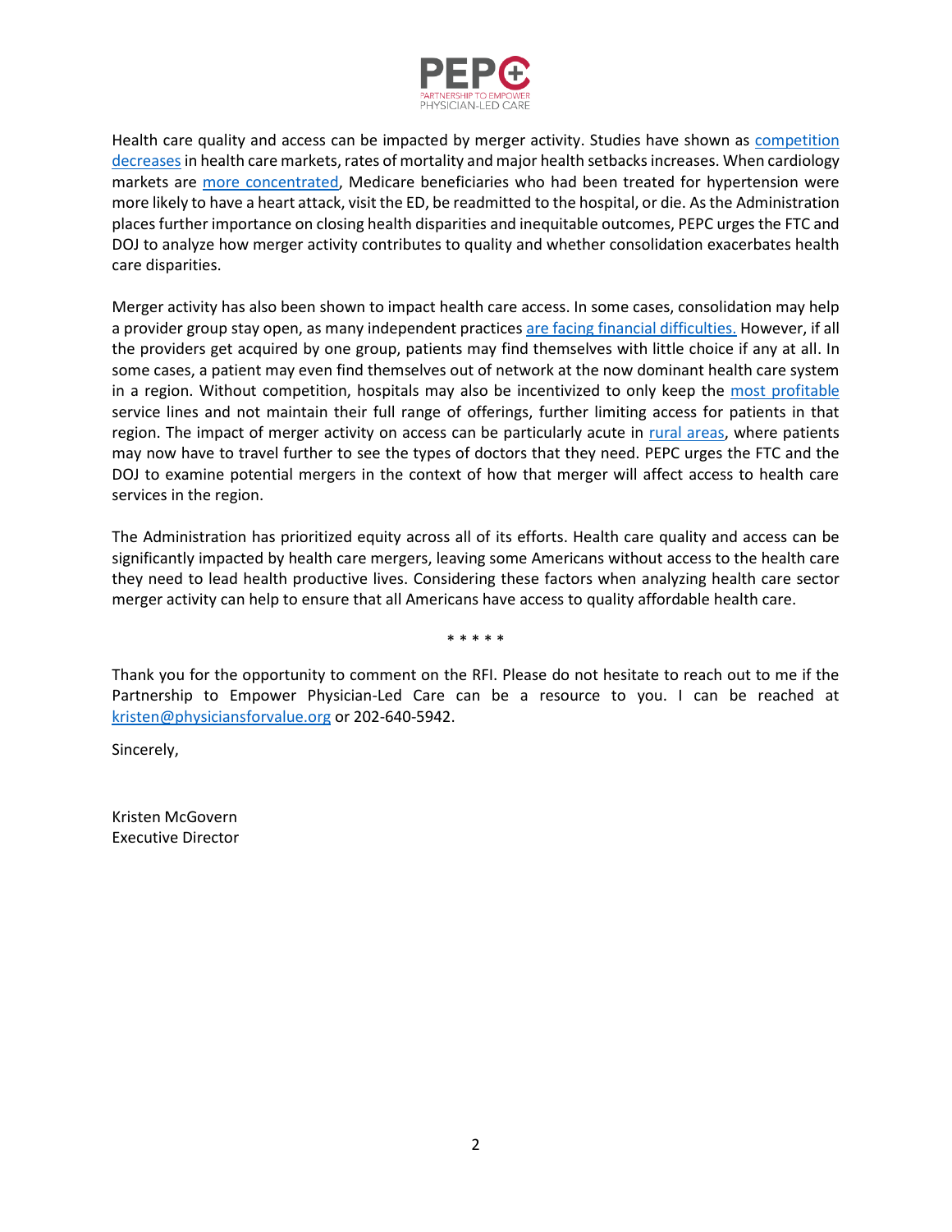Health care quality and access can be impacted by merger activity. Studies have shown as competition decreases in health care markets, rates of mortality and major health setbacks increases. When cardiology markets are more concentrated, Medicare beneficiaries who had been treated for hypertension were more likely to have a heart attack, visit the ED, be readmitted to the hospital, or die. As the Administration places further importance on closing health disparities and inequitable outcomes, PEPC urges the FTC and DOJ to analyze how merger activity contributes to quality and whether consolidation exacerbates health care disparities.

Merger activity has also been shown to impact health care access. In some cases, consolidation may help a provider group stay open, as many independent practices are facing financial difficulties. However, if all the providers get acquired by one group, patients may find themselves with little choice if any at all. In some cases, a patient may even find themselves out of network at the now dominant health care system in a region. Without competition, hospitals may also be incentivized to only keep the most profitable service lines and not maintain their full range of offerings, further limiting access for patients in that region. The impact of merger activity on access can be particularly acute in rural areas, where patients may now have to travel further to see the types of doctors that they need. PEPC urges the FTC and the DOJ to examine potential mergers in the context of how that merger will affect access to health care services in the region.

The Administration has prioritized equity across all of its efforts. Health care quality and access can be significantly impacted by health care mergers, leaving some Americans without access to the health care they need to lead health productive lives. Considering these factors when analyzing health care sector merger activity can help to ensure that all Americans have access to quality affordable health care.

\* \* \* \* \*

Thank you for the opportunity to comment on the RFI. Please do not hesitate to reach out to me if the Partnership to Empower Physician-Led Care can be a resource to you. I can be reached at kristen@physiciansforvalue.org or 202-640-5942.

Sincerely,

Kristen McGovern
Executive Director